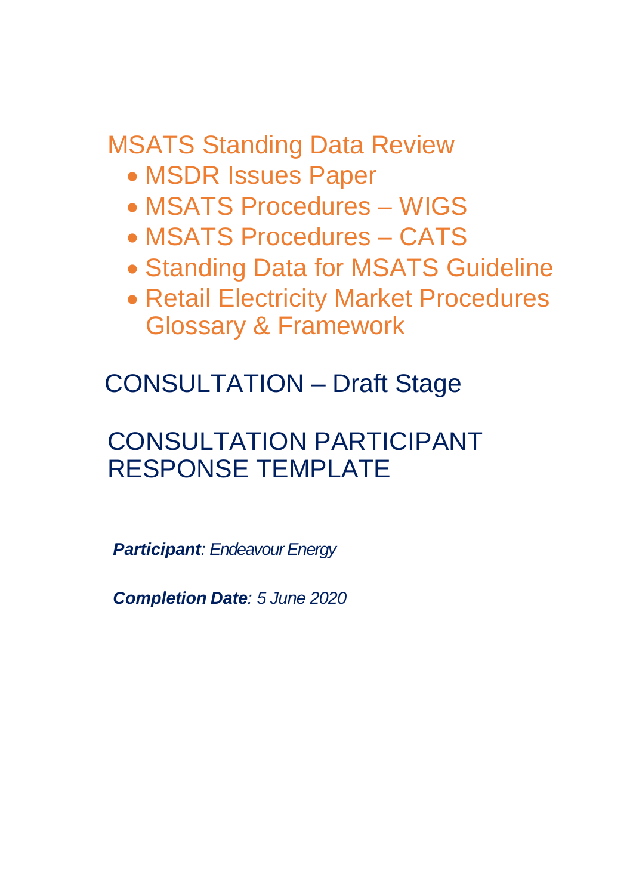# MSATS Standing Data Review

- MSDR Issues Paper
- MSATS Procedures – WIGS
- MSATS Procedures – CATS
- Standing Data for MSATS Guideline
- Retail Electricity Market Procedures Glossary & Framework

## CONSULTATION – Draft Stage

## CONSULTATION PARTICIPANT RESPONSE TEMPLATE

***Participant****: Endeavour Energy*

***Completion Date****: 5 June 2020*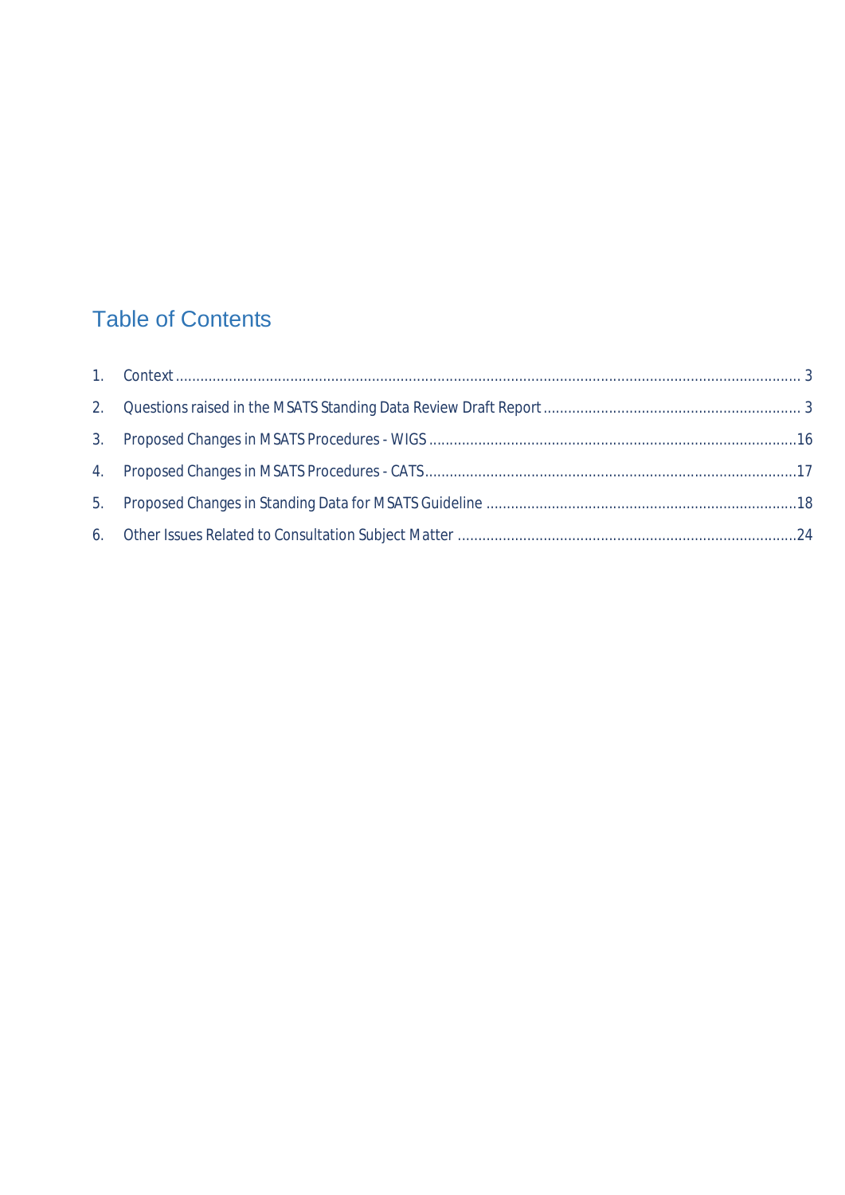# Table of Contents

1. Context ........................................................................................................................................... 3
2. Questions raised in the MSATS Standing Data Review Draft Report ............................................................. 3
3. Proposed Changes in MSATS Procedures - WIGS ........................................................................................16
4. Proposed Changes in MSATS Procedures - CATS.........................................................................................17
5. Proposed Changes in Standing Data for MSATS Guideline ..........................................................................18
6. Other Issues Related to Consultation Subject Matter ..................................................................................24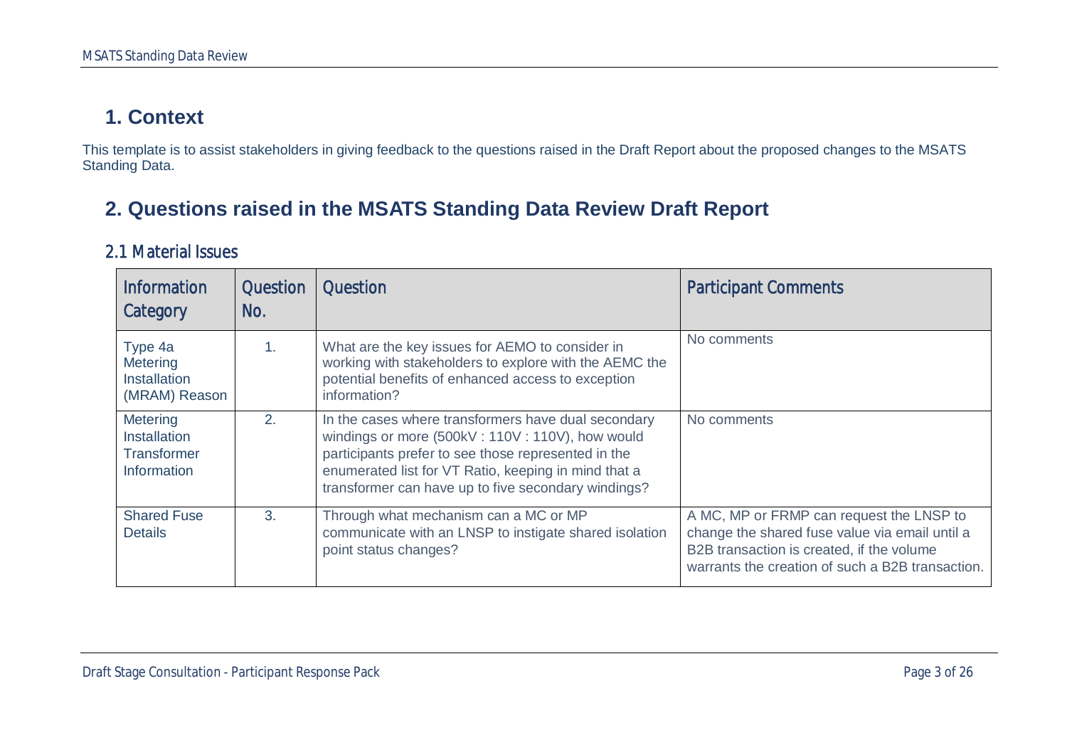# 1. Context

This template is to assist stakeholders in giving feedback to the questions raised in the Draft Report about the proposed changes to the MSATS Standing Data.

# 2. Questions raised in the MSATS Standing Data Review Draft Report

## 2.1 Material Issues

| Information Category | Question No. | Question | Participant Comments |
|---|---|---|---|
| Type 4a Metering Installation (MRAM) Reason | 1. | What are the key issues for AEMO to consider in working with stakeholders to explore with the AEMC the potential benefits of enhanced access to exception information? | No comments |
| Metering Installation Transformer Information | 2. | In the cases where transformers have dual secondary windings or more (500kV : 110V : 110V), how would participants prefer to see those represented in the enumerated list for VT Ratio, keeping in mind that a transformer can have up to five secondary windings? | No comments |
| Shared Fuse Details | 3. | Through what mechanism can a MC or MP communicate with an LNSP to instigate shared isolation point status changes? | A MC, MP or FRMP can request the LNSP to change the shared fuse value via email until a B2B transaction is created, if the volume warrants the creation of such a B2B transaction. |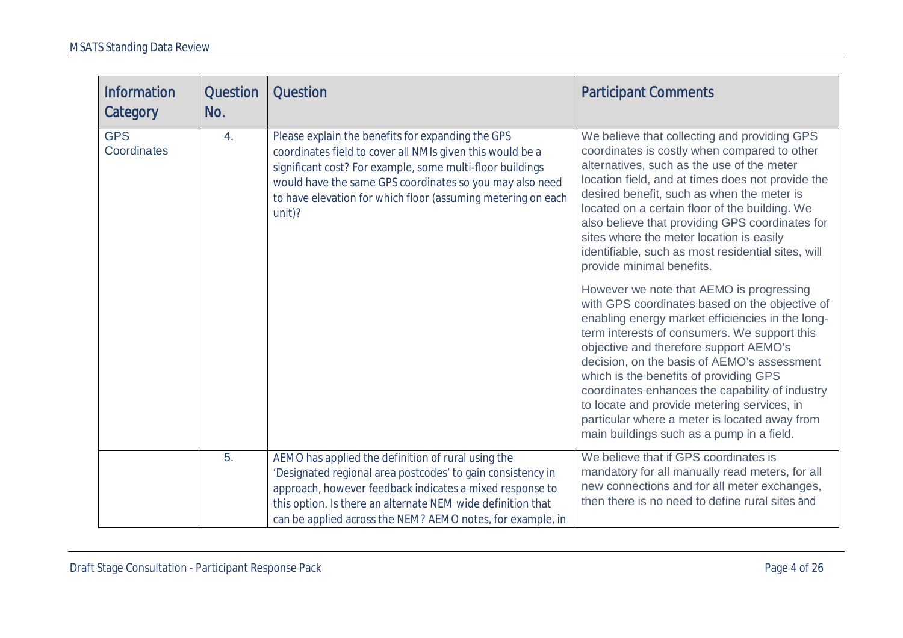| Information Category | Question No. | Question | Participant Comments |
| --- | --- | --- | --- |
| GPS Coordinates | 4. | Please explain the benefits for expanding the GPS coordinates field to cover all NMIs given this would be a significant cost? For example, some multi-floor buildings would have the same GPS coordinates so you may also need to have elevation for which floor (assuming metering on each unit)? | We believe that collecting and providing GPS coordinates is costly when compared to other alternatives, such as the use of the meter location field, and at times does not provide the desired benefit, such as when the meter is located on a certain floor of the building. We also believe that providing GPS coordinates for sites where the meter location is easily identifiable, such as most residential sites, will provide minimal benefits.<br><br>However we note that AEMO is progressing with GPS coordinates based on the objective of enabling energy market efficiencies in the long-term interests of consumers. We support this objective and therefore support AEMO's decision, on the basis of AEMO's assessment which is the benefits of providing GPS coordinates enhances the capability of industry to locate and provide metering services, in particular where a meter is located away from main buildings such as a pump in a field. |
| | 5. | AEMO has applied the definition of rural using the 'Designated regional area postcodes' to gain consistency in approach, however feedback indicates a mixed response to this option. Is there an alternate NEM wide definition that can be applied across the NEM? AEMO notes, for example, in | We believe that if GPS coordinates is mandatory for all manually read meters, for all new connections and for all meter exchanges, then there is no need to define rural sites and |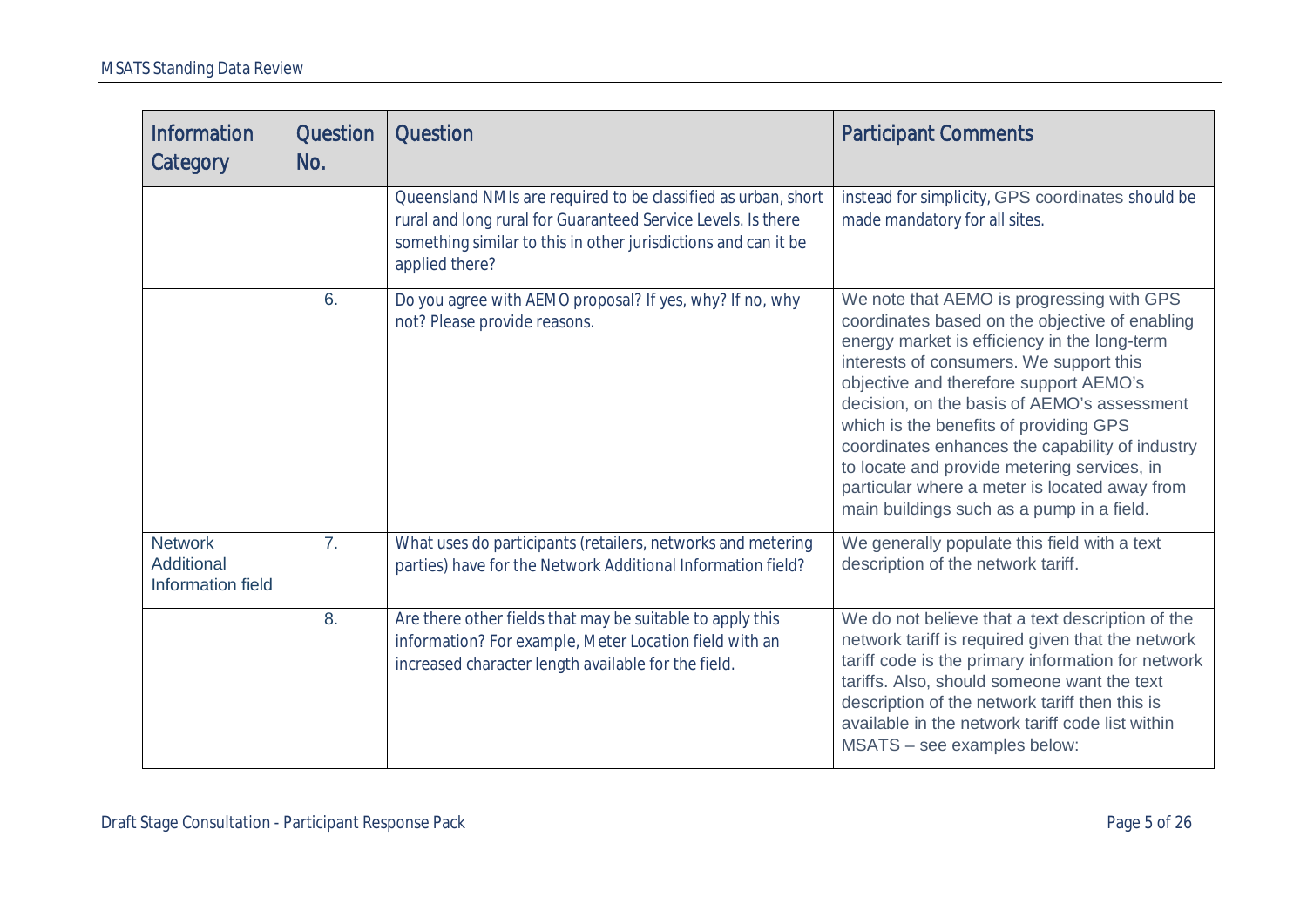| Information Category | Question No. | Question | Participant Comments |
|---|---|---|---|
| | | Queensland NMIs are required to be classified as urban, short rural and long rural for Guaranteed Service Levels. Is there something similar to this in other jurisdictions and can it be applied there? | instead for simplicity, GPS coordinates should be made mandatory for all sites. |
| | 6. | Do you agree with AEMO proposal? If yes, why? If no, why not? Please provide reasons. | We note that AEMO is progressing with GPS coordinates based on the objective of enabling energy market is efficiency in the long-term interests of consumers. We support this objective and therefore support AEMO's decision, on the basis of AEMO's assessment which is the benefits of providing GPS coordinates enhances the capability of industry to locate and provide metering services, in particular where a meter is located away from main buildings such as a pump in a field. |
| Network Additional Information field | 7. | What uses do participants (retailers, networks and metering parties) have for the Network Additional Information field? | We generally populate this field with a text description of the network tariff. |
| | 8. | Are there other fields that may be suitable to apply this information? For example, Meter Location field with an increased character length available for the field. | We do not believe that a text description of the network tariff is required given that the network tariff code is the primary information for network tariffs. Also, should someone want the text description of the network tariff then this is available in the network tariff code list within MSATS – see examples below: |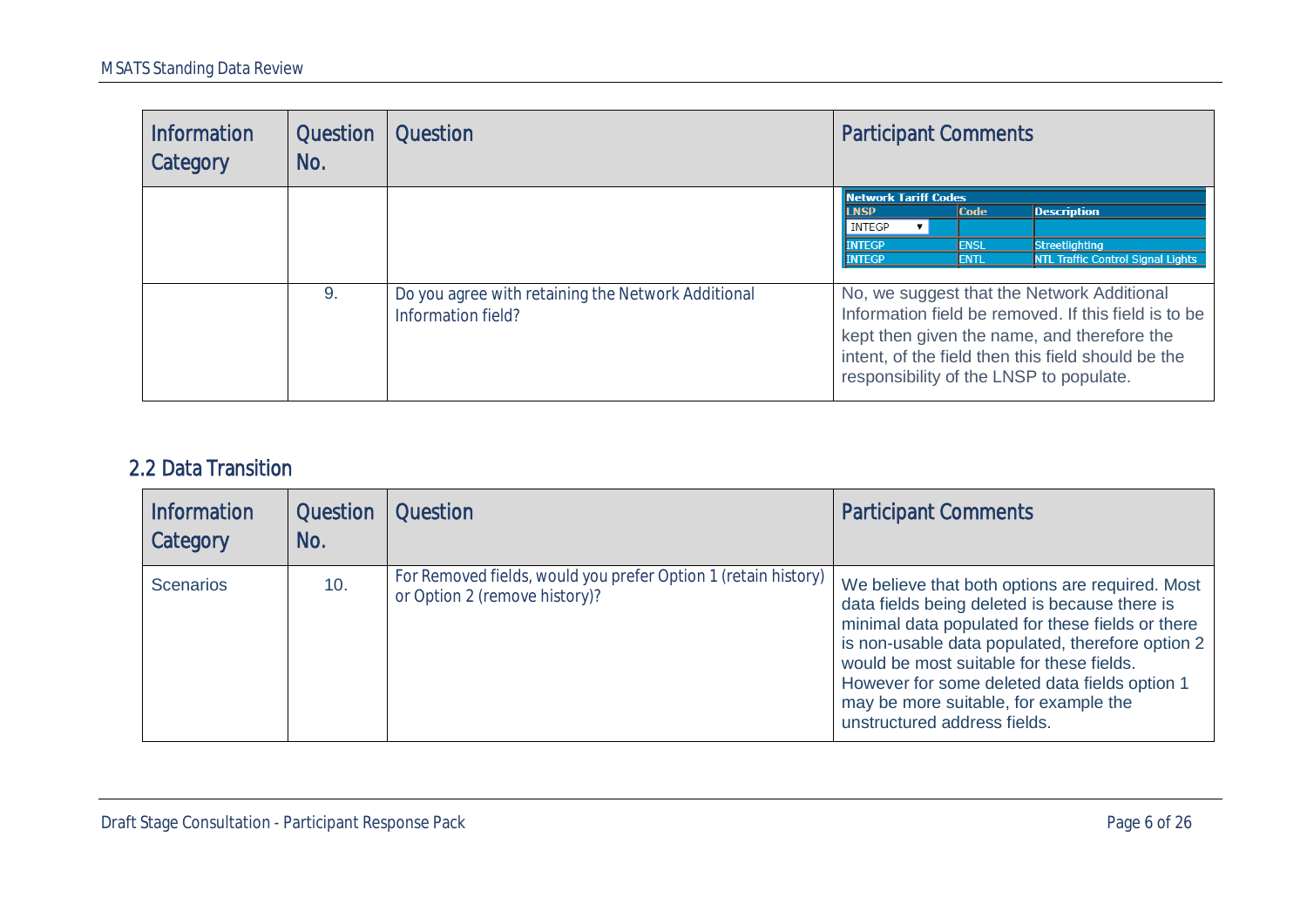| Information Category | Question No. | Question | Participant Comments |
| --- | --- | --- | --- |
| | | | Network Tariff Codes<br>LNSP / Code / Description<br>INTEGP<br>INTEGP / ENSL / Streetlighting<br>INTEGP / ENTL / NTL Traffic Control Signal Lights |
| | 9. | Do you agree with retaining the Network Additional Information field? | No, we suggest that the Network Additional Information field be removed. If this field is to be kept then given the name, and therefore the intent, of the field then this field should be the responsibility of the LNSP to populate. |

## 2.2 Data Transition

| Information Category | Question No. | Question | Participant Comments |
| --- | --- | --- | --- |
| Scenarios | 10. | For Removed fields, would you prefer Option 1 (retain history) or Option 2 (remove history)? | We believe that both options are required. Most data fields being deleted is because there is minimal data populated for these fields or there is non-usable data populated, therefore option 2 would be most suitable for these fields. However for some deleted data fields option 1 may be more suitable, for example the unstructured address fields. |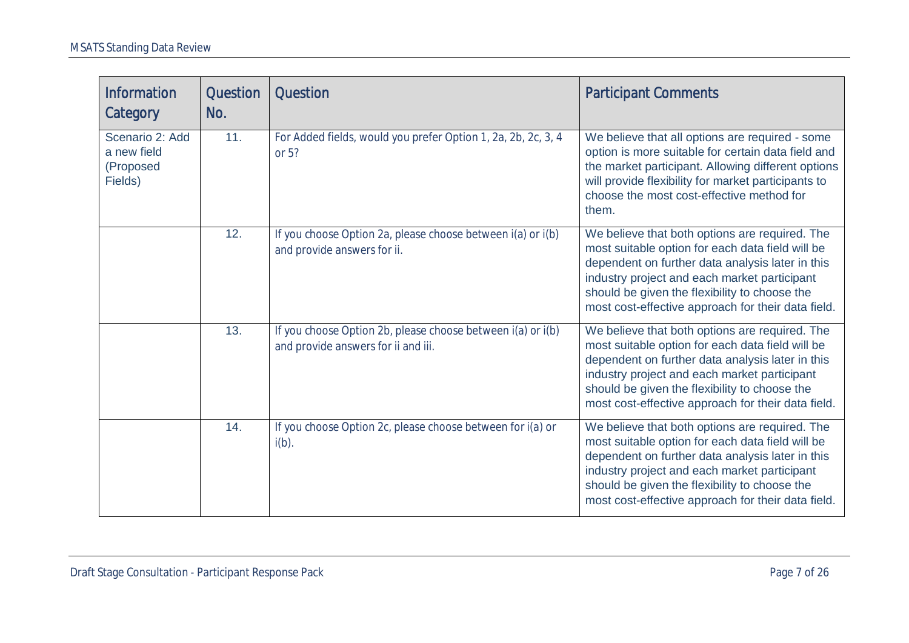| Information Category | Question No. | Question | Participant Comments |
| --- | --- | --- | --- |
| Scenario 2: Add a new field (Proposed Fields) | 11. | For Added fields, would you prefer Option 1, 2a, 2b, 2c, 3, 4 or 5? | We believe that all options are required - some option is more suitable for certain data field and the market participant. Allowing different options will provide flexibility for market participants to choose the most cost-effective method for them. |
| | 12. | If you choose Option 2a, please choose between i(a) or i(b) and provide answers for ii. | We believe that both options are required. The most suitable option for each data field will be dependent on further data analysis later in this industry project and each market participant should be given the flexibility to choose the most cost-effective approach for their data field. |
| | 13. | If you choose Option 2b, please choose between i(a) or i(b) and provide answers for ii and iii. | We believe that both options are required. The most suitable option for each data field will be dependent on further data analysis later in this industry project and each market participant should be given the flexibility to choose the most cost-effective approach for their data field. |
| | 14. | If you choose Option 2c, please choose between for i(a) or i(b). | We believe that both options are required. The most suitable option for each data field will be dependent on further data analysis later in this industry project and each market participant should be given the flexibility to choose the most cost-effective approach for their data field. |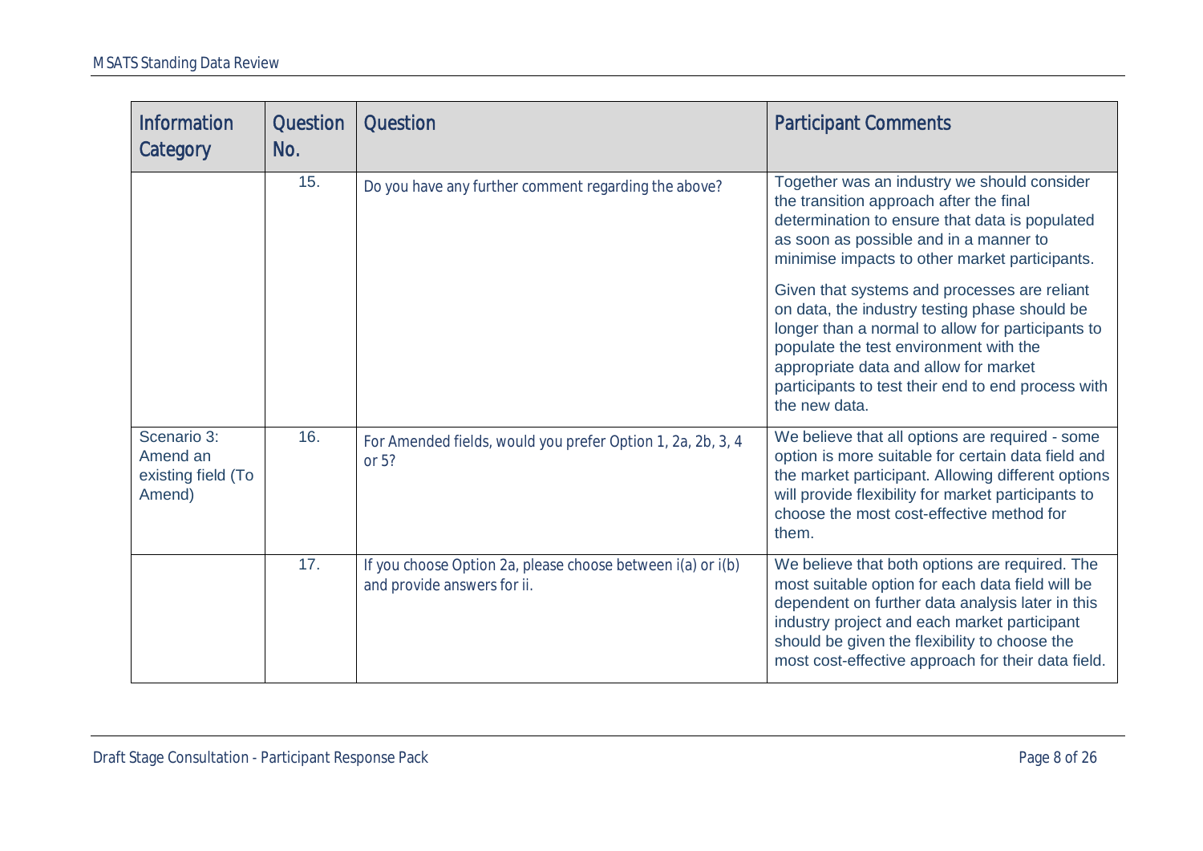| Information Category | Question No. | Question | Participant Comments |
|---|---|---|---|
| | 15. | Do you have any further comment regarding the above? | Together was an industry we should consider the transition approach after the final determination to ensure that data is populated as soon as possible and in a manner to minimise impacts to other market participants.<br><br>Given that systems and processes are reliant on data, the industry testing phase should be longer than a normal to allow for participants to populate the test environment with the appropriate data and allow for market participants to test their end to end process with the new data. |
| Scenario 3: Amend an existing field (To Amend) | 16. | For Amended fields, would you prefer Option 1, 2a, 2b, 3, 4 or 5? | We believe that all options are required - some option is more suitable for certain data field and the market participant. Allowing different options will provide flexibility for market participants to choose the most cost-effective method for them. |
| | 17. | If you choose Option 2a, please choose between i(a) or i(b) and provide answers for ii. | We believe that both options are required. The most suitable option for each data field will be dependent on further data analysis later in this industry project and each market participant should be given the flexibility to choose the most cost-effective approach for their data field. |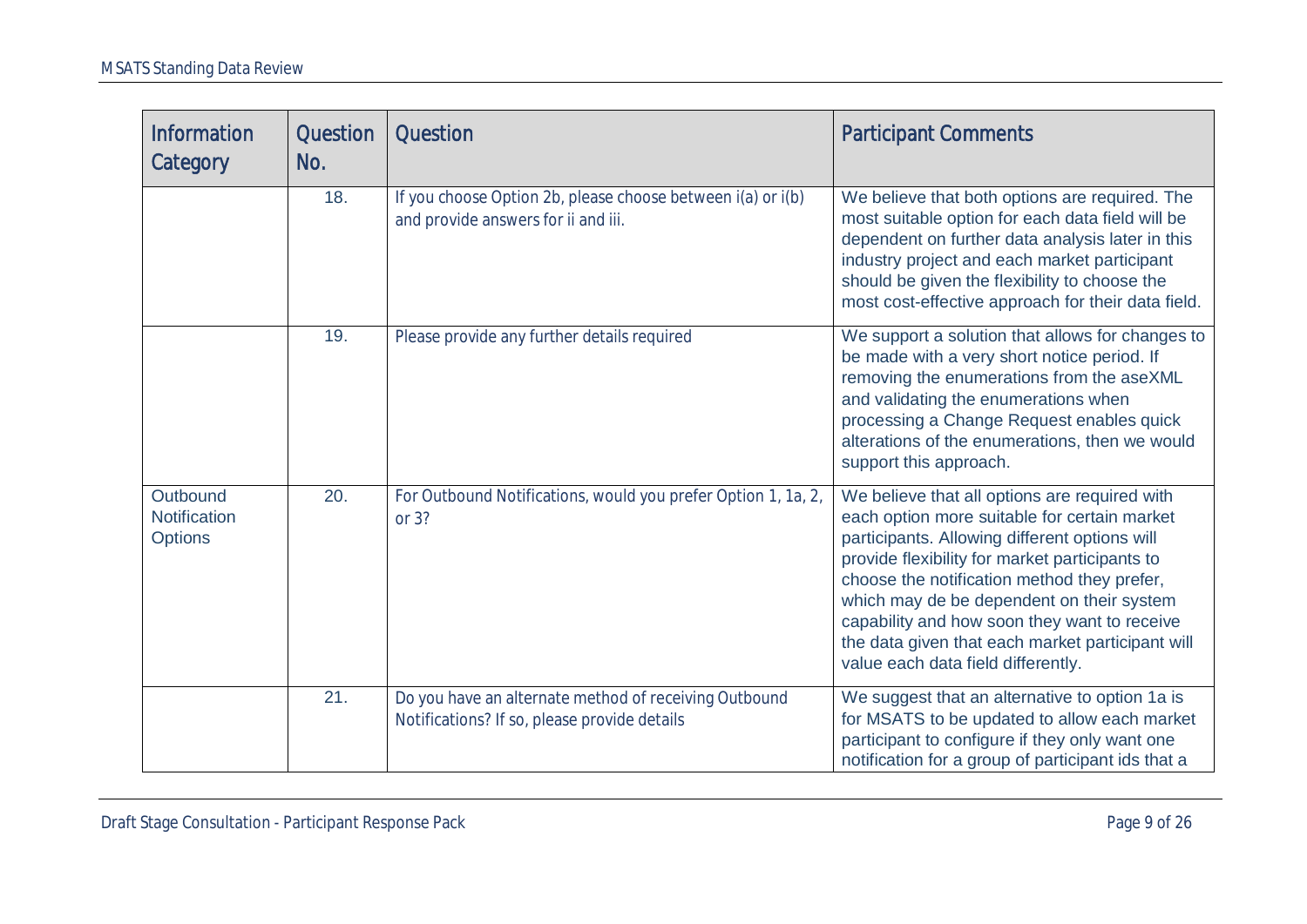| Information Category | Question No. | Question | Participant Comments |
|---|---|---|---|
| | 18. | If you choose Option 2b, please choose between i(a) or i(b) and provide answers for ii and iii. | We believe that both options are required. The most suitable option for each data field will be dependent on further data analysis later in this industry project and each market participant should be given the flexibility to choose the most cost-effective approach for their data field. |
| | 19. | Please provide any further details required | We support a solution that allows for changes to be made with a very short notice period. If removing the enumerations from the aseXML and validating the enumerations when processing a Change Request enables quick alterations of the enumerations, then we would support this approach. |
| Outbound Notification Options | 20. | For Outbound Notifications, would you prefer Option 1, 1a, 2, or 3? | We believe that all options are required with each option more suitable for certain market participants. Allowing different options will provide flexibility for market participants to choose the notification method they prefer, which may de be dependent on their system capability and how soon they want to receive the data given that each market participant will value each data field differently. |
| | 21. | Do you have an alternate method of receiving Outbound Notifications? If so, please provide details | We suggest that an alternative to option 1a is for MSATS to be updated to allow each market participant to configure if they only want one notification for a group of participant ids that a |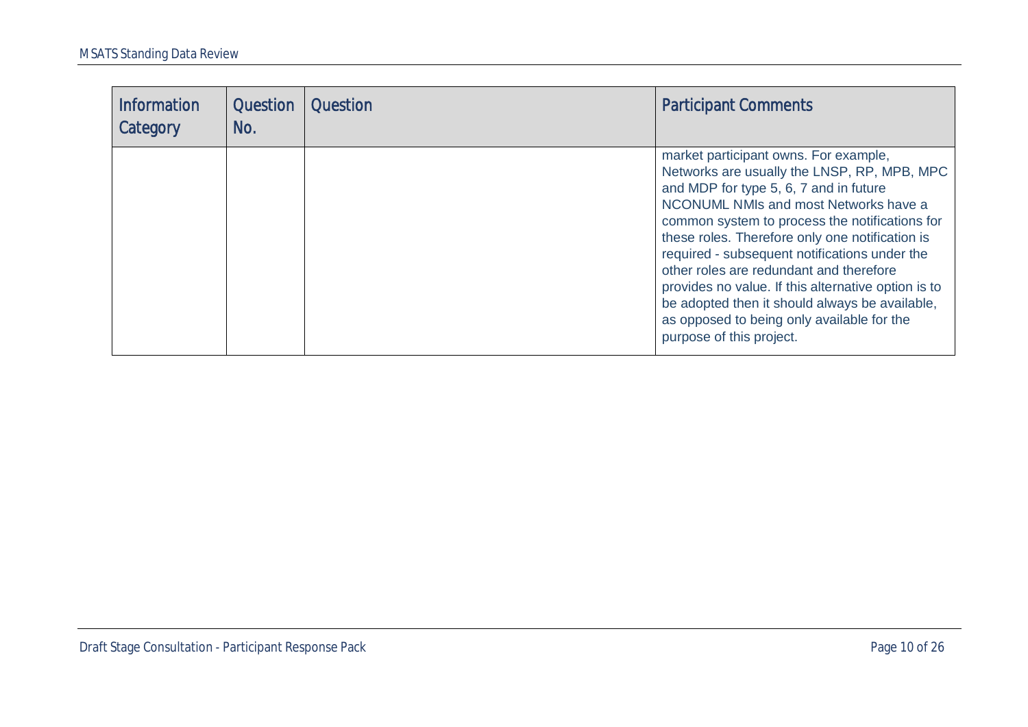| Information Category | Question No. | Question | Participant Comments |
| --- | --- | --- | --- |
| | | | market participant owns. For example, Networks are usually the LNSP, RP, MPB, MPC and MDP for type 5, 6, 7 and in future NCONUML NMIs and most Networks have a common system to process the notifications for these roles. Therefore only one notification is required - subsequent notifications under the other roles are redundant and therefore provides no value. If this alternative option is to be adopted then it should always be available, as opposed to being only available for the purpose of this project. |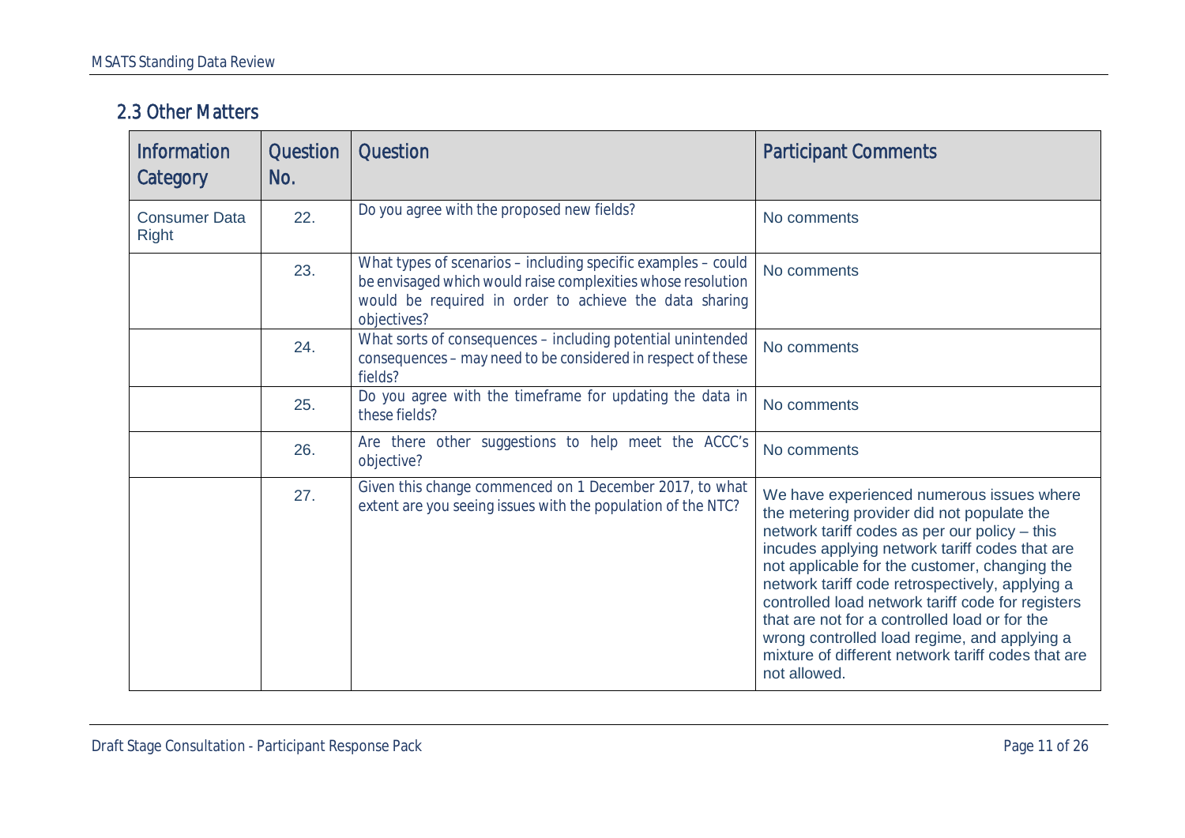## 2.3 Other Matters

| Information Category | Question No. | Question | Participant Comments |
|---|---|---|---|
| Consumer Data Right | 22. | Do you agree with the proposed new fields? | No comments |
| | 23. | What types of scenarios – including specific examples – could be envisaged which would raise complexities whose resolution would be required in order to achieve the data sharing objectives? | No comments |
| | 24. | What sorts of consequences – including potential unintended consequences – may need to be considered in respect of these fields? | No comments |
| | 25. | Do you agree with the timeframe for updating the data in these fields? | No comments |
| | 26. | Are there other suggestions to help meet the ACCC's objective? | No comments |
| | 27. | Given this change commenced on 1 December 2017, to what extent are you seeing issues with the population of the NTC? | We have experienced numerous issues where the metering provider did not populate the network tariff codes as per our policy – this incudes applying network tariff codes that are not applicable for the customer, changing the network tariff code retrospectively, applying a controlled load network tariff code for registers that are not for a controlled load or for the wrong controlled load regime, and applying a mixture of different network tariff codes that are not allowed. |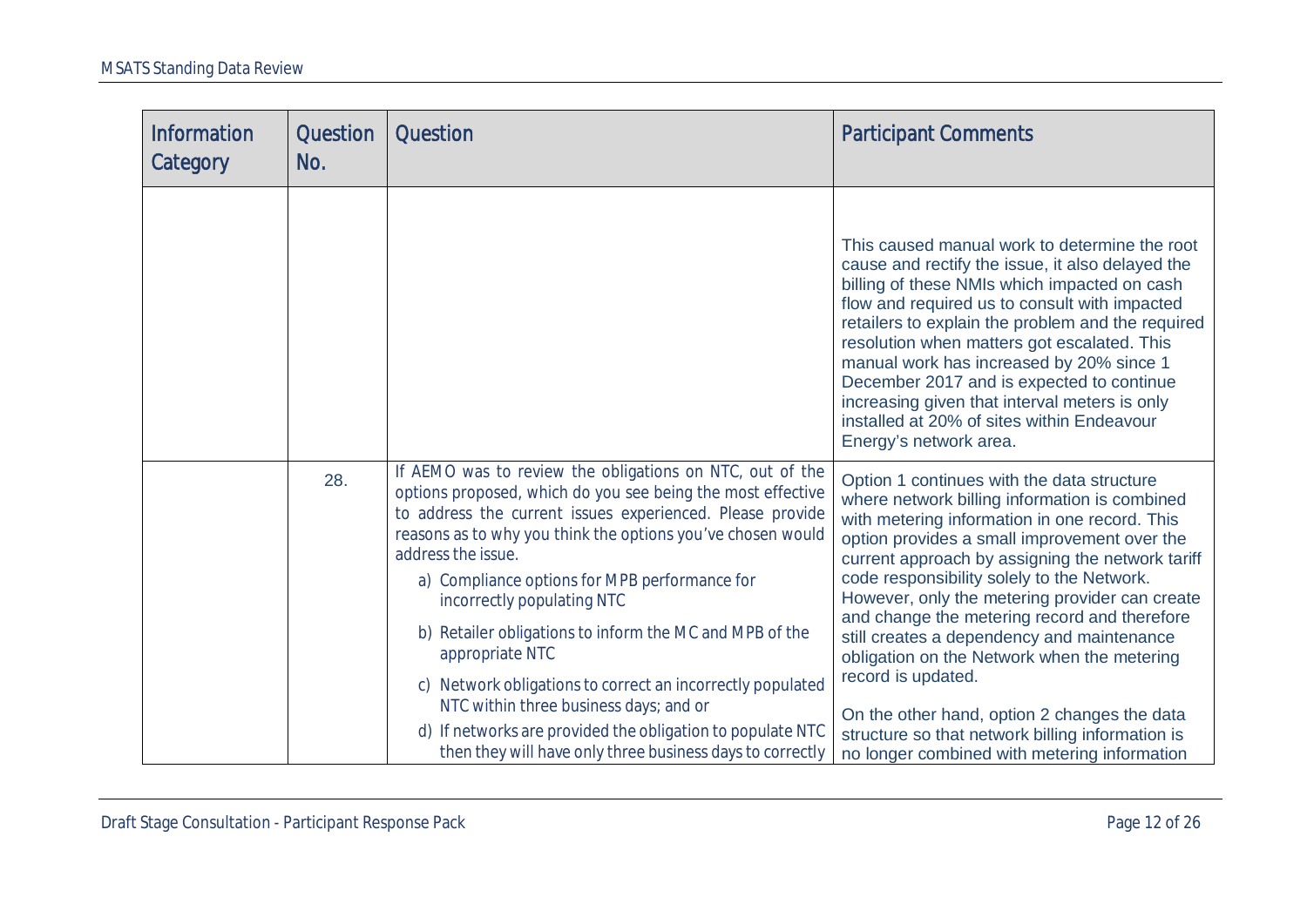| Information Category | Question No. | Question | Participant Comments |
| --- | --- | --- | --- |
| | | | This caused manual work to determine the root cause and rectify the issue, it also delayed the billing of these NMIs which impacted on cash flow and required us to consult with impacted retailers to explain the problem and the required resolution when matters got escalated. This manual work has increased by 20% since 1 December 2017 and is expected to continue increasing given that interval meters is only installed at 20% of sites within Endeavour Energy's network area. |
| | 28. | If AEMO was to review the obligations on NTC, out of the options proposed, which do you see being the most effective to address the current issues experienced. Please provide reasons as to why you think the options you've chosen would address the issue.<br>a) Compliance options for MPB performance for incorrectly populating NTC<br>b) Retailer obligations to inform the MC and MPB of the appropriate NTC<br>c) Network obligations to correct an incorrectly populated NTC within three business days; and or<br>d) If networks are provided the obligation to populate NTC then they will have only three business days to correctly | Option 1 continues with the data structure where network billing information is combined with metering information in one record. This option provides a small improvement over the current approach by assigning the network tariff code responsibility solely to the Network. However, only the metering provider can create and change the metering record and therefore still creates a dependency and maintenance obligation on the Network when the metering record is updated.<br><br>On the other hand, option 2 changes the data structure so that network billing information is no longer combined with metering information |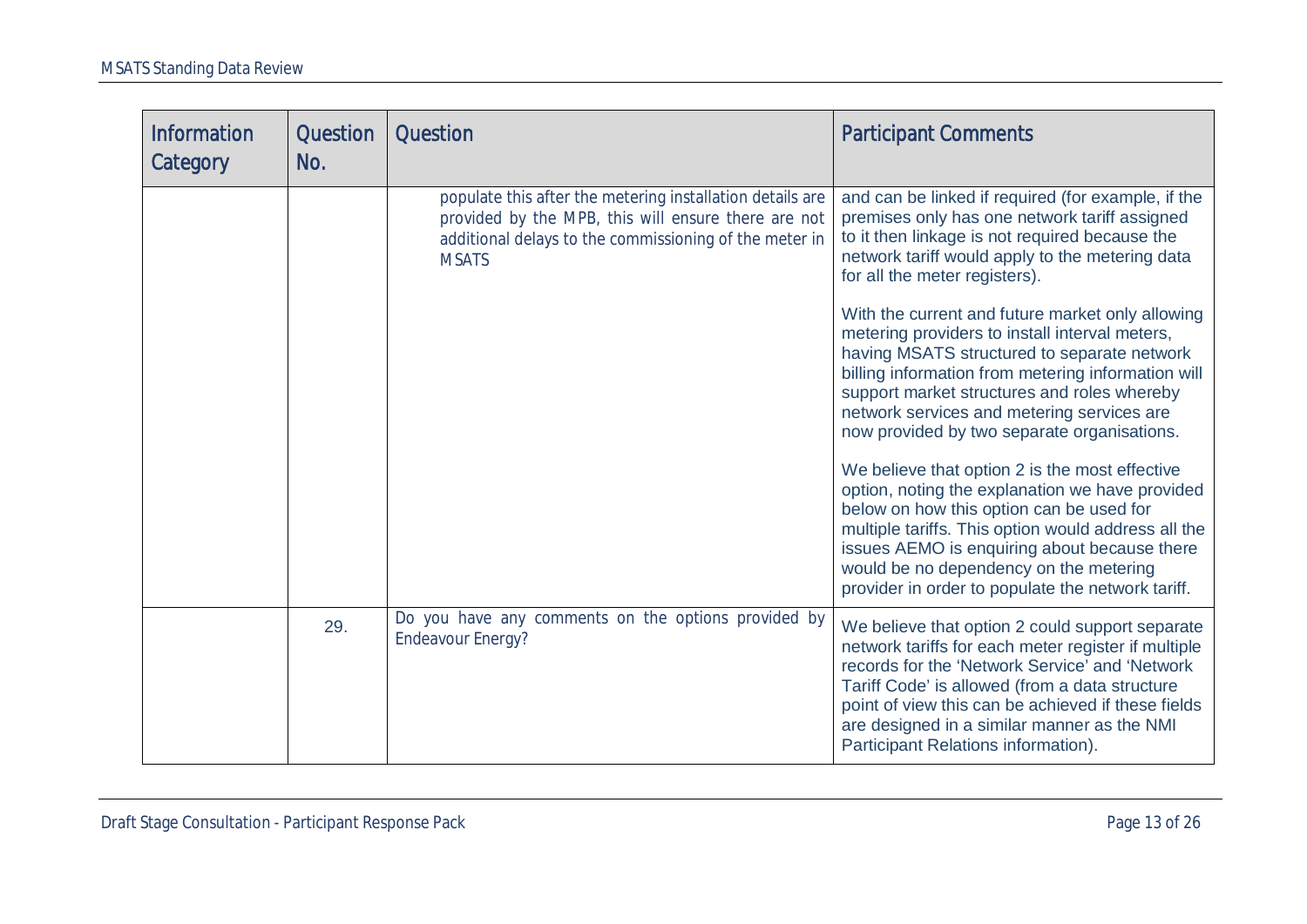| Information Category | Question No. | Question | Participant Comments |
|---|---|---|---|
| | | populate this after the metering installation details are provided by the MPB, this will ensure there are not additional delays to the commissioning of the meter in MSATS | and can be linked if required (for example, if the premises only has one network tariff assigned to it then linkage is not required because the network tariff would apply to the metering data for all the meter registers).<br><br>With the current and future market only allowing metering providers to install interval meters, having MSATS structured to separate network billing information from metering information will support market structures and roles whereby network services and metering services are now provided by two separate organisations.<br><br>We believe that option 2 is the most effective option, noting the explanation we have provided below on how this option can be used for multiple tariffs. This option would address all the issues AEMO is enquiring about because there would be no dependency on the metering provider in order to populate the network tariff. |
| | 29. | Do you have any comments on the options provided by Endeavour Energy? | We believe that option 2 could support separate network tariffs for each meter register if multiple records for the 'Network Service' and 'Network Tariff Code' is allowed (from a data structure point of view this can be achieved if these fields are designed in a similar manner as the NMI Participant Relations information). |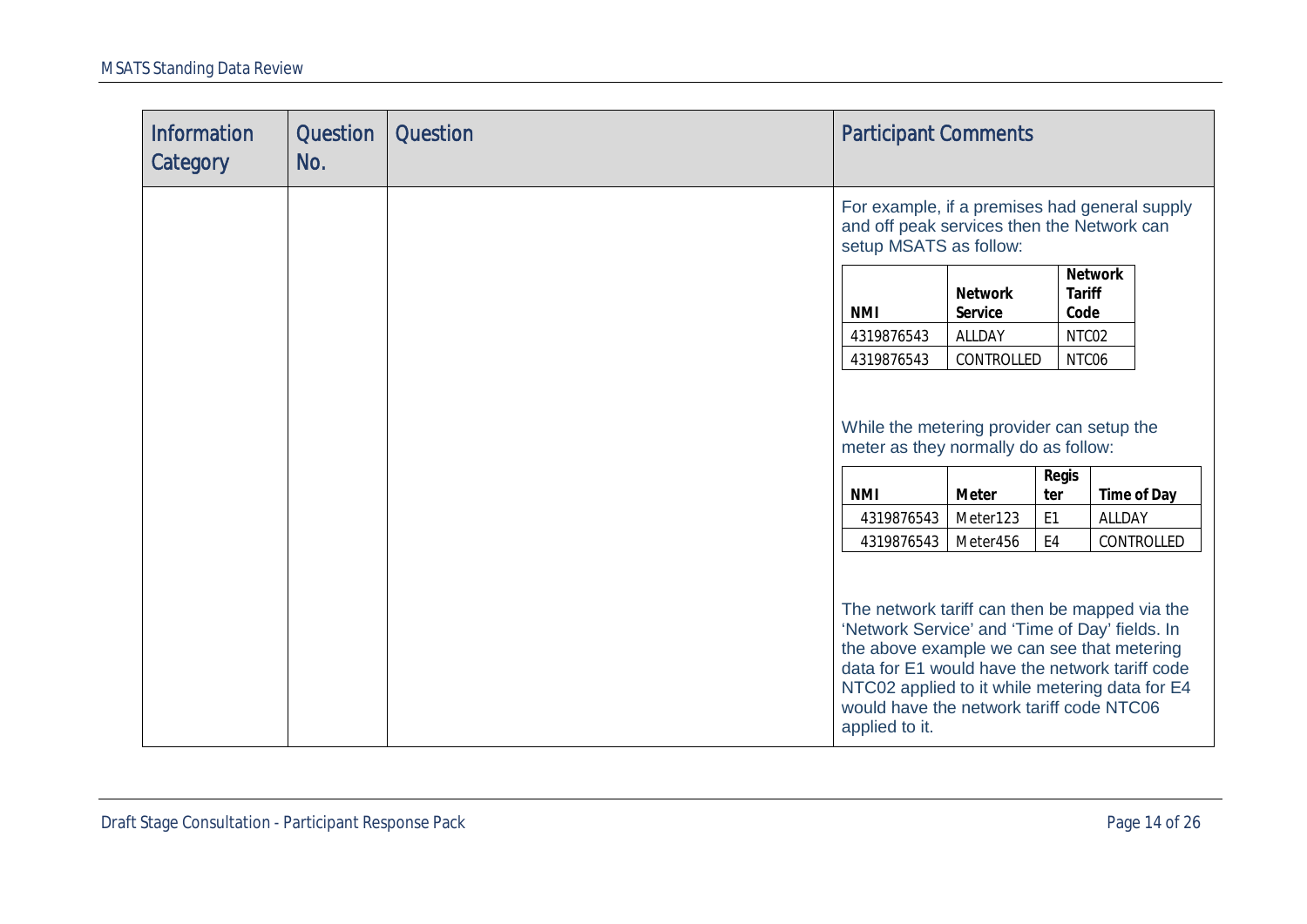| Information Category | Question No. | Question | Participant Comments |
|---|---|---|---|
| | | | For example, if a premises had general supply and off peak services then the Network can setup MSATS as follow: |

| NMI | Network Service | Network Tariff Code |
|---|---|---|
| 4319876543 | ALLDAY | NTC02 |
| 4319876543 | CONTROLLED | NTC06 |

While the metering provider can setup the meter as they normally do as follow:

| NMI | Meter | Register | Time of Day |
|---|---|---|---|
| 4319876543 | Meter123 | E1 | ALLDAY |
| 4319876543 | Meter456 | E4 | CONTROLLED |

The network tariff can then be mapped via the 'Network Service' and 'Time of Day' fields. In the above example we can see that metering data for E1 would have the network tariff code NTC02 applied to it while metering data for E4 would have the network tariff code NTC06 applied to it.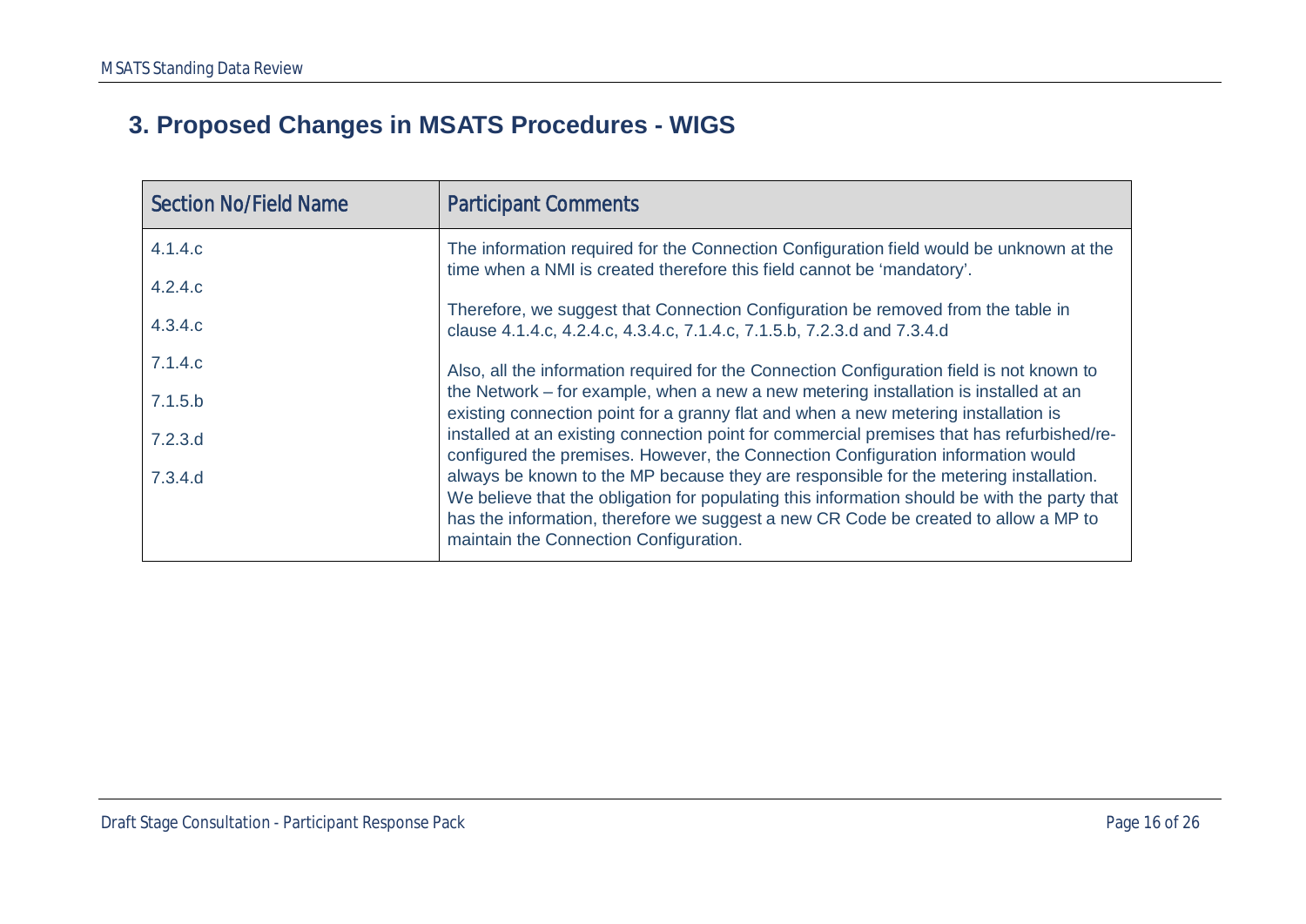## 3. Proposed Changes in MSATS Procedures - WIGS

| Section No/Field Name | Participant Comments |
|---|---|
| 4.1.4.c<br>4.2.4.c<br>4.3.4.c<br>7.1.4.c<br>7.1.5.b<br>7.2.3.d<br>7.3.4.d | The information required for the Connection Configuration field would be unknown at the time when a NMI is created therefore this field cannot be 'mandatory'.<br><br>Therefore, we suggest that Connection Configuration be removed from the table in clause 4.1.4.c, 4.2.4.c, 4.3.4.c, 7.1.4.c, 7.1.5.b, 7.2.3.d and 7.3.4.d<br><br>Also, all the information required for the Connection Configuration field is not known to the Network – for example, when a new a new metering installation is installed at an existing connection point for a granny flat and when a new metering installation is installed at an existing connection point for commercial premises that has refurbished/re-configured the premises. However, the Connection Configuration information would always be known to the MP because they are responsible for the metering installation. We believe that the obligation for populating this information should be with the party that has the information, therefore we suggest a new CR Code be created to allow a MP to maintain the Connection Configuration. |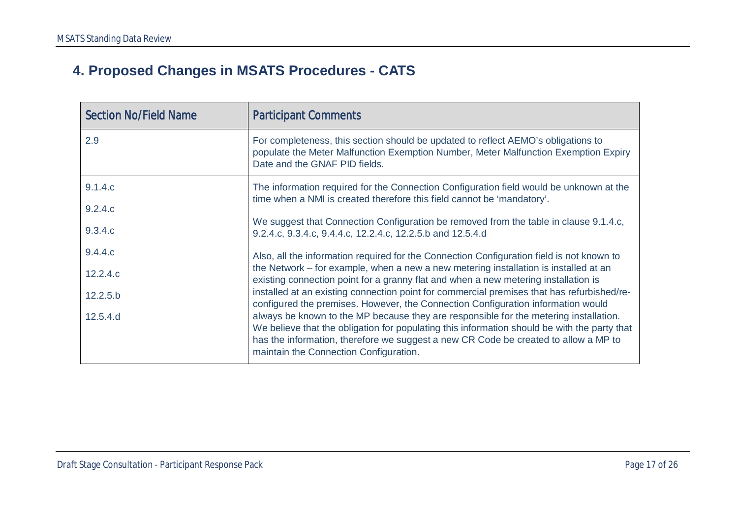# 4. Proposed Changes in MSATS Procedures - CATS

| Section No/Field Name | Participant Comments |
| --- | --- |
| 2.9 | For completeness, this section should be updated to reflect AEMO's obligations to populate the Meter Malfunction Exemption Number, Meter Malfunction Exemption Expiry Date and the GNAF PID fields. |
| 9.1.4.c<br>9.2.4.c<br>9.3.4.c<br>9.4.4.c<br>12.2.4.c<br>12.2.5.b<br>12.5.4.d | The information required for the Connection Configuration field would be unknown at the time when a NMI is created therefore this field cannot be 'mandatory'.<br><br>We suggest that Connection Configuration be removed from the table in clause 9.1.4.c, 9.2.4.c, 9.3.4.c, 9.4.4.c, 12.2.4.c, 12.2.5.b and 12.5.4.d<br><br>Also, all the information required for the Connection Configuration field is not known to the Network – for example, when a new a new metering installation is installed at an existing connection point for a granny flat and when a new metering installation is installed at an existing connection point for commercial premises that has refurbished/re-configured the premises. However, the Connection Configuration information would always be known to the MP because they are responsible for the metering installation. We believe that the obligation for populating this information should be with the party that has the information, therefore we suggest a new CR Code be created to allow a MP to maintain the Connection Configuration. |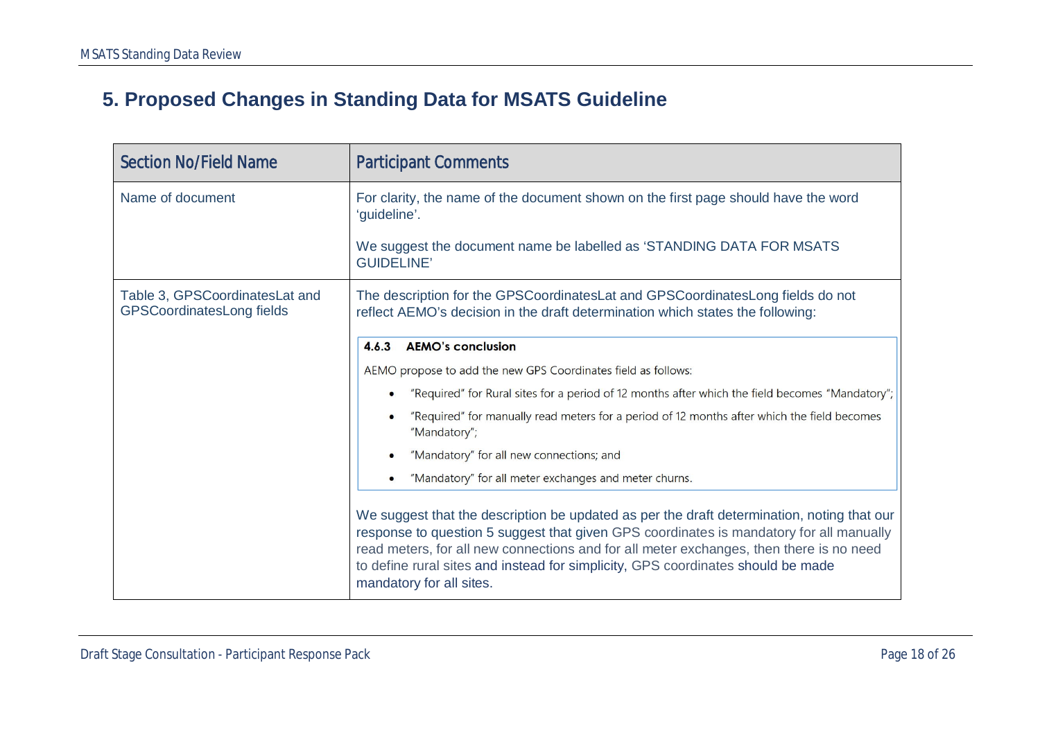## 5. Proposed Changes in Standing Data for MSATS Guideline

| Section No/Field Name | Participant Comments |
|---|---|
| Name of document | For clarity, the name of the document shown on the first page should have the word 'guideline'.<br><br>We suggest the document name be labelled as 'STANDING DATA FOR MSATS GUIDELINE' |
| Table 3, GPSCoordinatesLat and GPSCoordinatesLong fields | The description for the GPSCoordinatesLat and GPSCoordinatesLong fields do not reflect AEMO's decision in the draft determination which states the following:<br><br>**4.6.3 AEMO's conclusion**<br><br>AEMO propose to add the new GPS Coordinates field as follows:<br><br>• "Required" for Rural sites for a period of 12 months after which the field becomes "Mandatory";<br>• "Required" for manually read meters for a period of 12 months after which the field becomes "Mandatory";<br>• "Mandatory" for all new connections; and<br>• "Mandatory" for all meter exchanges and meter churns.<br><br>We suggest that the description be updated as per the draft determination, noting that our response to question 5 suggest that given GPS coordinates is mandatory for all manually read meters, for all new connections and for all meter exchanges, then there is no need to define rural sites and instead for simplicity, GPS coordinates should be made mandatory for all sites. |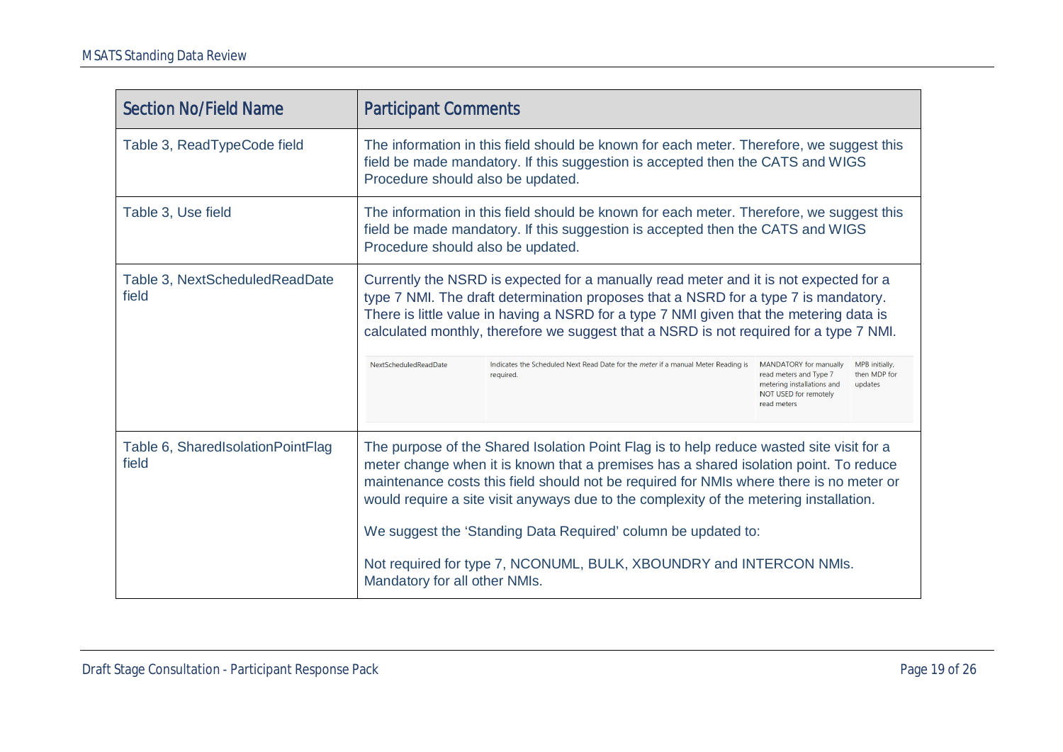| Section No/Field Name | Participant Comments |
| --- | --- |
| Table 3, ReadTypeCode field | The information in this field should be known for each meter. Therefore, we suggest this field be made mandatory. If this suggestion is accepted then the CATS and WIGS Procedure should also be updated. |
| Table 3, Use field | The information in this field should be known for each meter. Therefore, we suggest this field be made mandatory. If this suggestion is accepted then the CATS and WIGS Procedure should also be updated. |
| Table 3, NextScheduledReadDate field | Currently the NSRD is expected for a manually read meter and it is not expected for a type 7 NMI. The draft determination proposes that a NSRD for a type 7 is mandatory. There is little value in having a NSRD for a type 7 NMI given that the metering data is calculated monthly, therefore we suggest that a NSRD is not required for a type 7 NMI.<br><br>NextScheduledReadDate \| Indicates the Scheduled Next Read Date for the *meter* if a manual Meter Reading is required. \| MANDATORY for manually read meters and Type 7 metering installations and NOT USED for remotely read meters \| MPB initially, then MDP for updates |
| Table 6, SharedIsolationPointFlag field | The purpose of the Shared Isolation Point Flag is to help reduce wasted site visit for a meter change when it is known that a premises has a shared isolation point. To reduce maintenance costs this field should not be required for NMIs where there is no meter or would require a site visit anyways due to the complexity of the metering installation.<br><br>We suggest the 'Standing Data Required' column be updated to:<br><br>Not required for type 7, NCONUML, BULK, XBOUNDRY and INTERCON NMIs. Mandatory for all other NMIs. |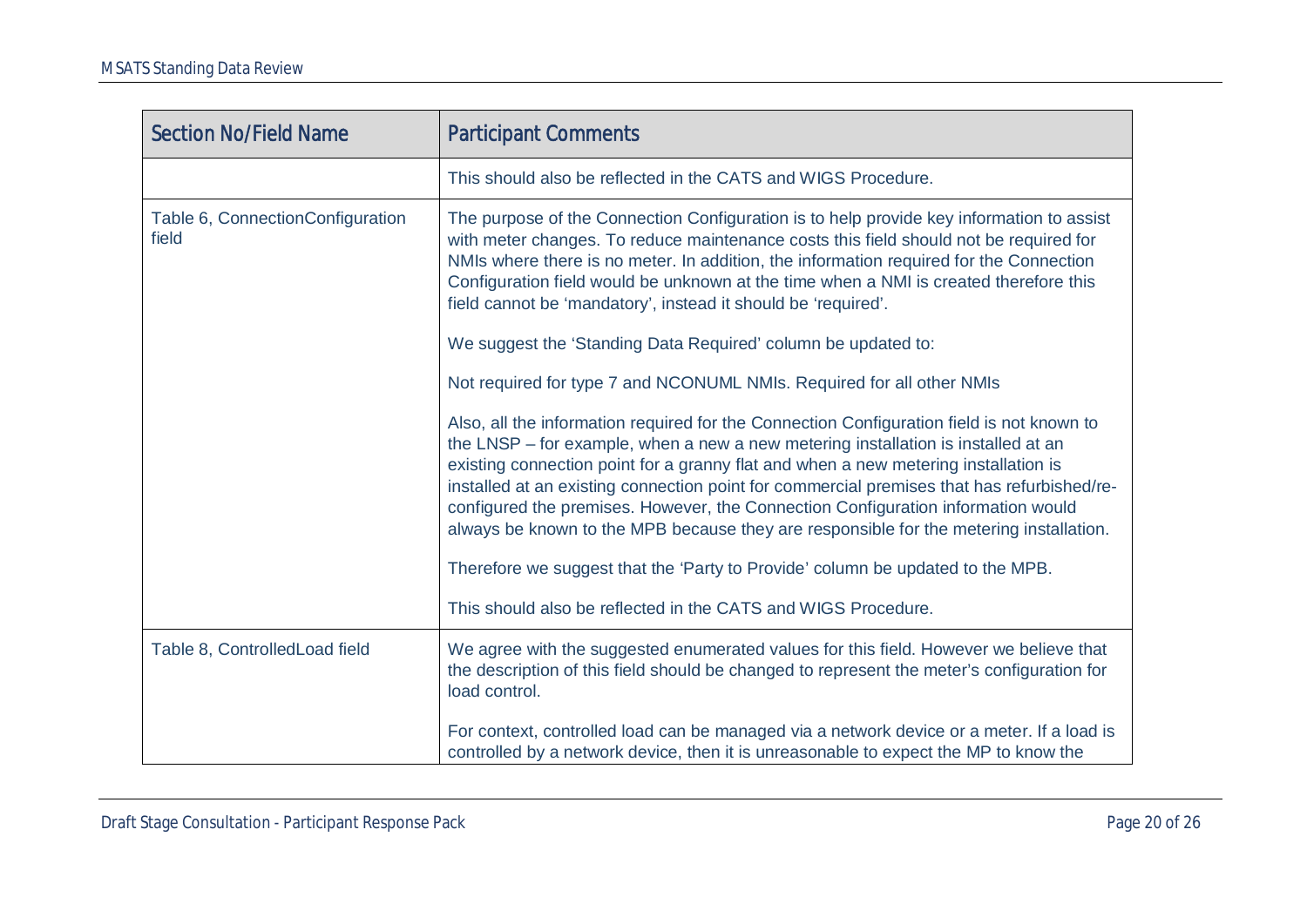| Section No/Field Name | Participant Comments |
|---|---|
| | This should also be reflected in the CATS and WIGS Procedure. |
| Table 6, ConnectionConfiguration field | The purpose of the Connection Configuration is to help provide key information to assist with meter changes. To reduce maintenance costs this field should not be required for NMIs where there is no meter. In addition, the information required for the Connection Configuration field would be unknown at the time when a NMI is created therefore this field cannot be 'mandatory', instead it should be 'required'.<br><br>We suggest the 'Standing Data Required' column be updated to:<br><br>Not required for type 7 and NCONUML NMIs. Required for all other NMIs<br><br>Also, all the information required for the Connection Configuration field is not known to the LNSP – for example, when a new a new metering installation is installed at an existing connection point for a granny flat and when a new metering installation is installed at an existing connection point for commercial premises that has refurbished/re-configured the premises. However, the Connection Configuration information would always be known to the MPB because they are responsible for the metering installation.<br><br>Therefore we suggest that the 'Party to Provide' column be updated to the MPB.<br><br>This should also be reflected in the CATS and WIGS Procedure. |
| Table 8, ControlledLoad field | We agree with the suggested enumerated values for this field. However we believe that the description of this field should be changed to represent the meter's configuration for load control.<br><br>For context, controlled load can be managed via a network device or a meter. If a load is controlled by a network device, then it is unreasonable to expect the MP to know the |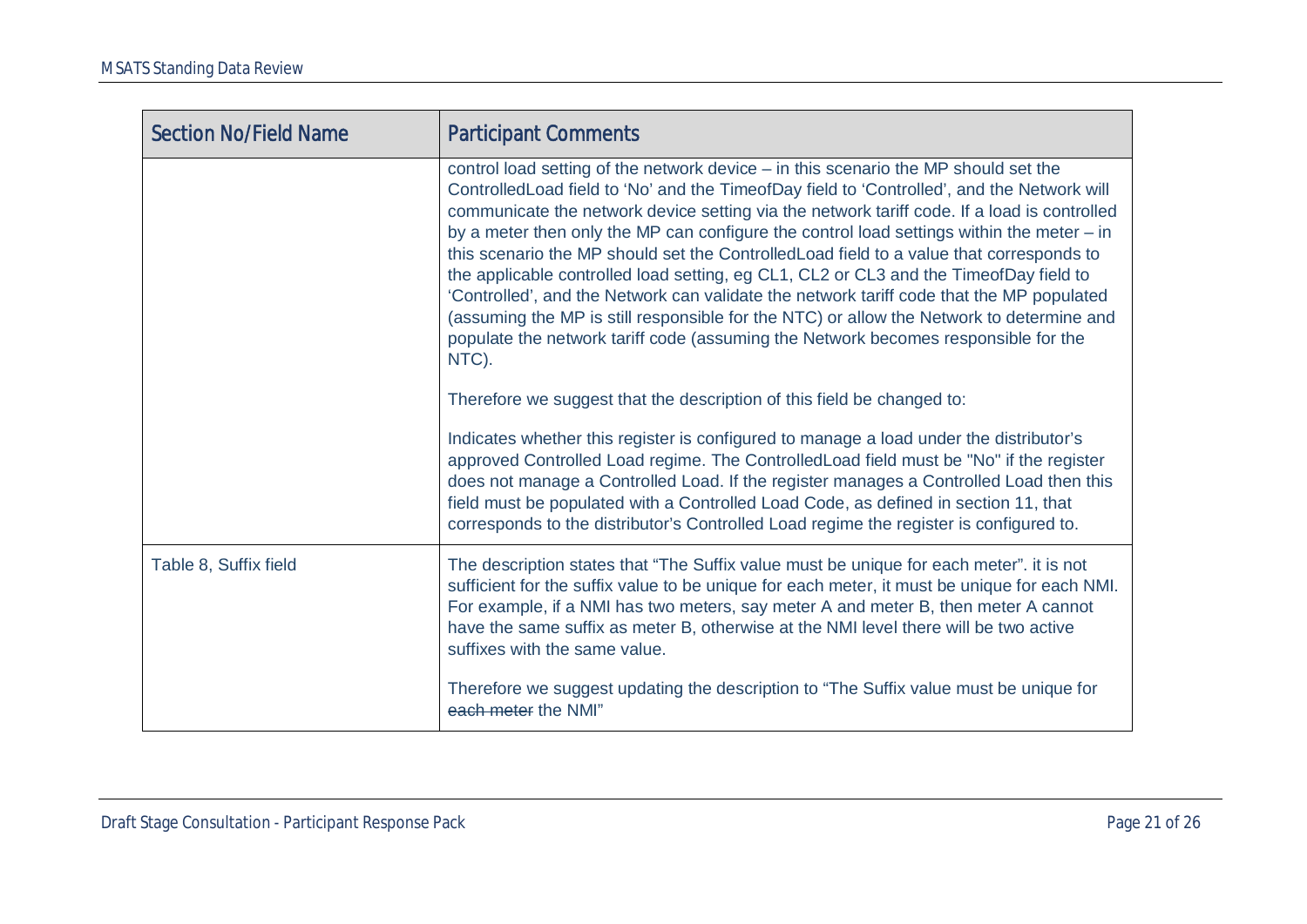| Section No/Field Name | Participant Comments |
|---|---|
| | control load setting of the network device – in this scenario the MP should set the ControlledLoad field to 'No' and the TimeofDay field to 'Controlled', and the Network will communicate the network device setting via the network tariff code. If a load is controlled by a meter then only the MP can configure the control load settings within the meter – in this scenario the MP should set the ControlledLoad field to a value that corresponds to the applicable controlled load setting, eg CL1, CL2 or CL3 and the TimeofDay field to 'Controlled', and the Network can validate the network tariff code that the MP populated (assuming the MP is still responsible for the NTC) or allow the Network to determine and populate the network tariff code (assuming the Network becomes responsible for the NTC).<br><br>Therefore we suggest that the description of this field be changed to:<br><br>Indicates whether this register is configured to manage a load under the distributor's approved Controlled Load regime. The ControlledLoad field must be "No" if the register does not manage a Controlled Load. If the register manages a Controlled Load then this field must be populated with a Controlled Load Code, as defined in section 11, that corresponds to the distributor's Controlled Load regime the register is configured to. |
| Table 8, Suffix field | The description states that "The Suffix value must be unique for each meter". it is not sufficient for the suffix value to be unique for each meter, it must be unique for each NMI. For example, if a NMI has two meters, say meter A and meter B, then meter A cannot have the same suffix as meter B, otherwise at the NMI level there will be two active suffixes with the same value.<br><br>Therefore we suggest updating the description to "The Suffix value must be unique for ~~each meter~~ the NMI" |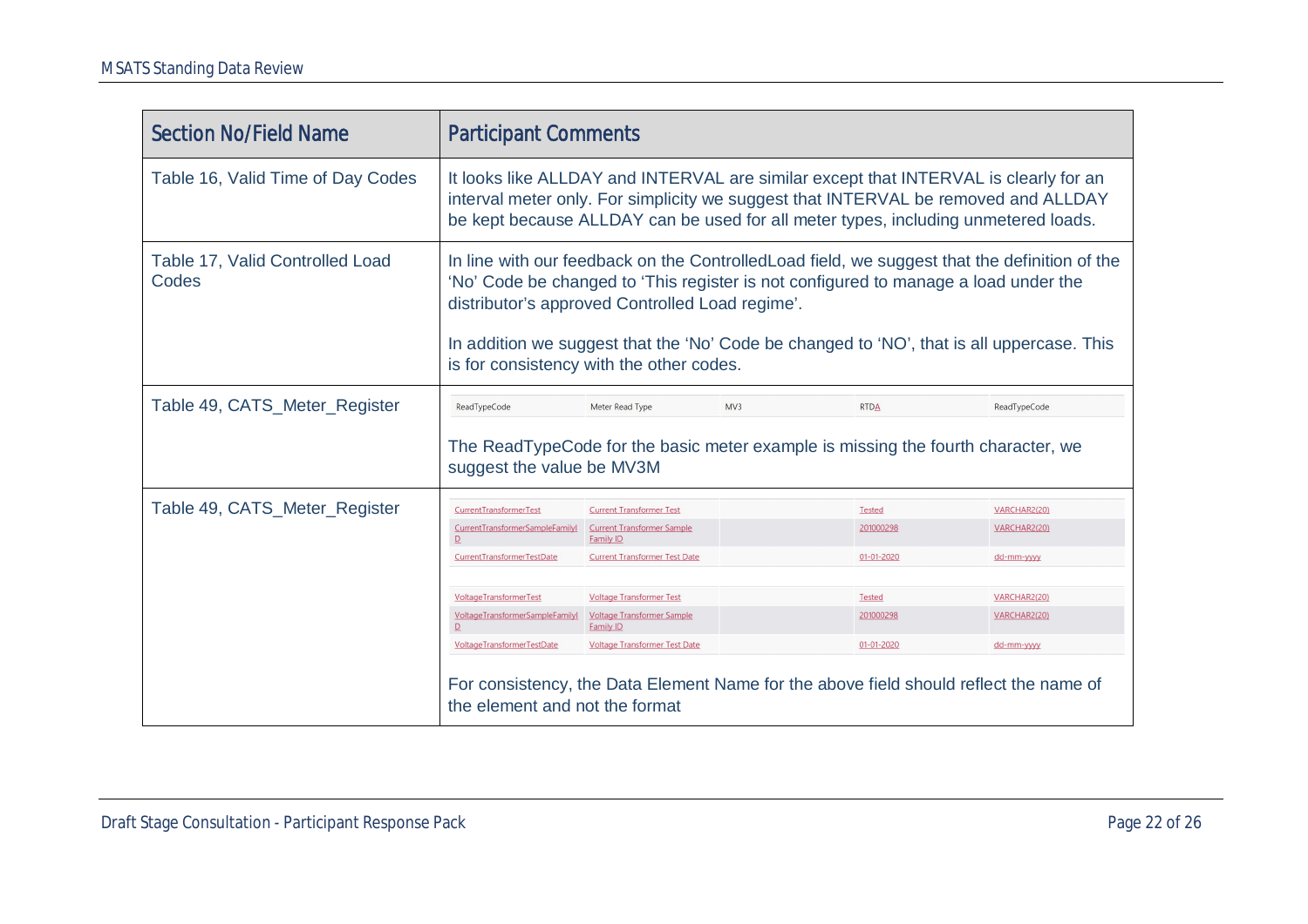| Section No/Field Name | Participant Comments |
|---|---|
| Table 16, Valid Time of Day Codes | It looks like ALLDAY and INTERVAL are similar except that INTERVAL is clearly for an interval meter only. For simplicity we suggest that INTERVAL be removed and ALLDAY be kept because ALLDAY can be used for all meter types, including unmetered loads. |
| Table 17, Valid Controlled Load Codes | In line with our feedback on the ControlledLoad field, we suggest that the definition of the 'No' Code be changed to 'This register is not configured to manage a load under the distributor's approved Controlled Load regime'.<br><br>In addition we suggest that the 'No' Code be changed to 'NO', that is all uppercase. This is for consistency with the other codes. |
| Table 49, CATS_Meter_Register | ReadTypeCode \| Meter Read Type \| MV3 \| RTDA \| ReadTypeCode<br><br>The ReadTypeCode for the basic meter example is missing the fourth character, we suggest the value be MV3M |
| Table 49, CATS_Meter_Register | CurrentTransformerTest \| Current Transformer Test \| \| Tested \| VARCHAR2(20)<br>CurrentTransformerSampleFamilyID \| Current Transformer Sample Family ID \| \| 201000298 \| VARCHAR2(20)<br>CurrentTransformerTestDate \| Current Transformer Test Date \| \| 01-01-2020 \| dd-mm-yyyy<br><br>VoltageTransformerTest \| Voltage Transformer Test \| \| Tested \| VARCHAR2(20)<br>VoltageTransformerSampleFamilyID \| Voltage Transformer Sample Family ID \| \| 201000298 \| VARCHAR2(20)<br>VoltageTransformerTestDate \| Voltage Transformer Test Date \| \| 01-01-2020 \| dd-mm-yyyy<br><br>For consistency, the Data Element Name for the above field should reflect the name of the element and not the format |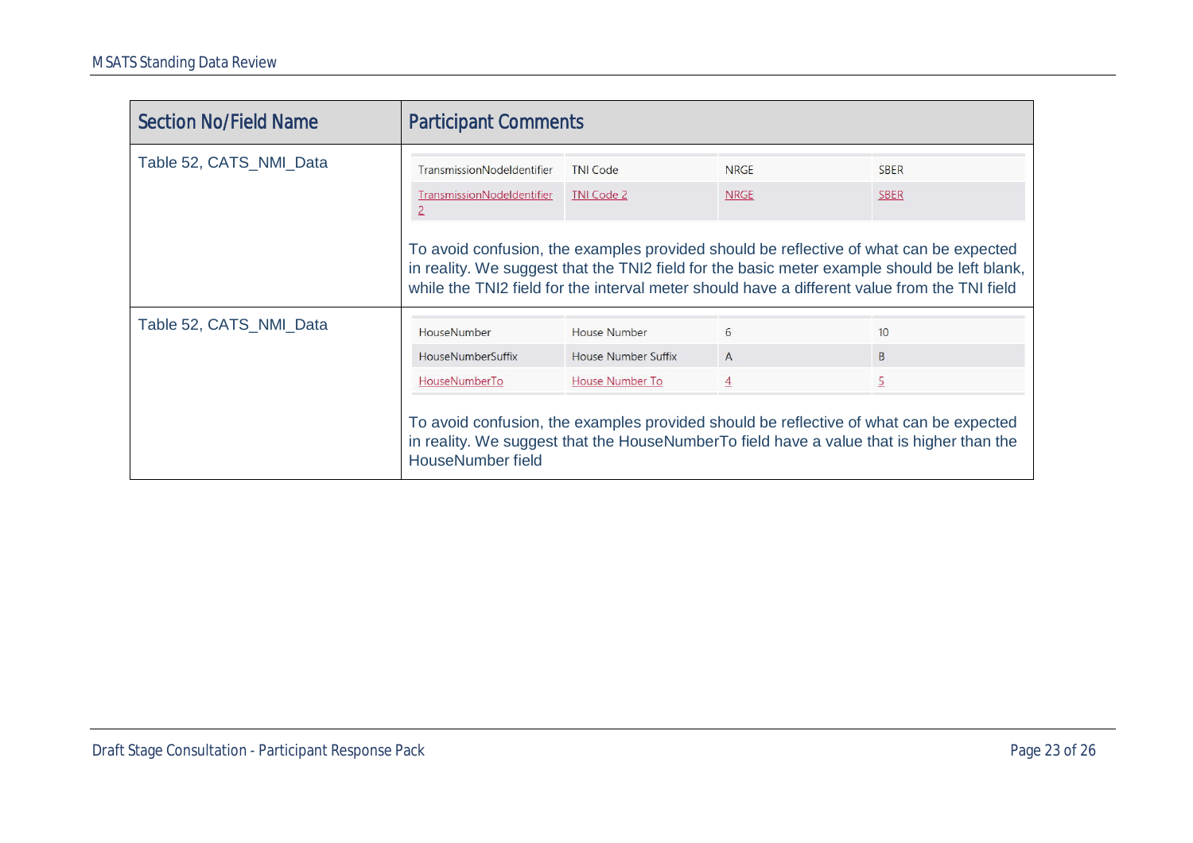| Section No/Field Name | Participant Comments |
|---|---|
| Table 52, CATS_NMI_Data | <table><tr><td>TransmissionNodeIdentifier</td><td>TNI Code</td><td>NRGE</td><td>SBER</td></tr><tr><td>TransmissionNodeIdentifier 2</td><td>TNI Code 2</td><td>NRGE</td><td>SBER</td></tr></table> To avoid confusion, the examples provided should be reflective of what can be expected in reality. We suggest that the TNI2 field for the basic meter example should be left blank, while the TNI2 field for the interval meter should have a different value from the TNI field |
| Table 52, CATS_NMI_Data | <table><tr><td>HouseNumber</td><td>House Number</td><td>6</td><td>10</td></tr><tr><td>HouseNumberSuffix</td><td>House Number Suffix</td><td>A</td><td>B</td></tr><tr><td>HouseNumberTo</td><td>House Number To</td><td>4</td><td>5</td></tr></table> To avoid confusion, the examples provided should be reflective of what can be expected in reality. We suggest that the HouseNumberTo field have a value that is higher than the HouseNumber field |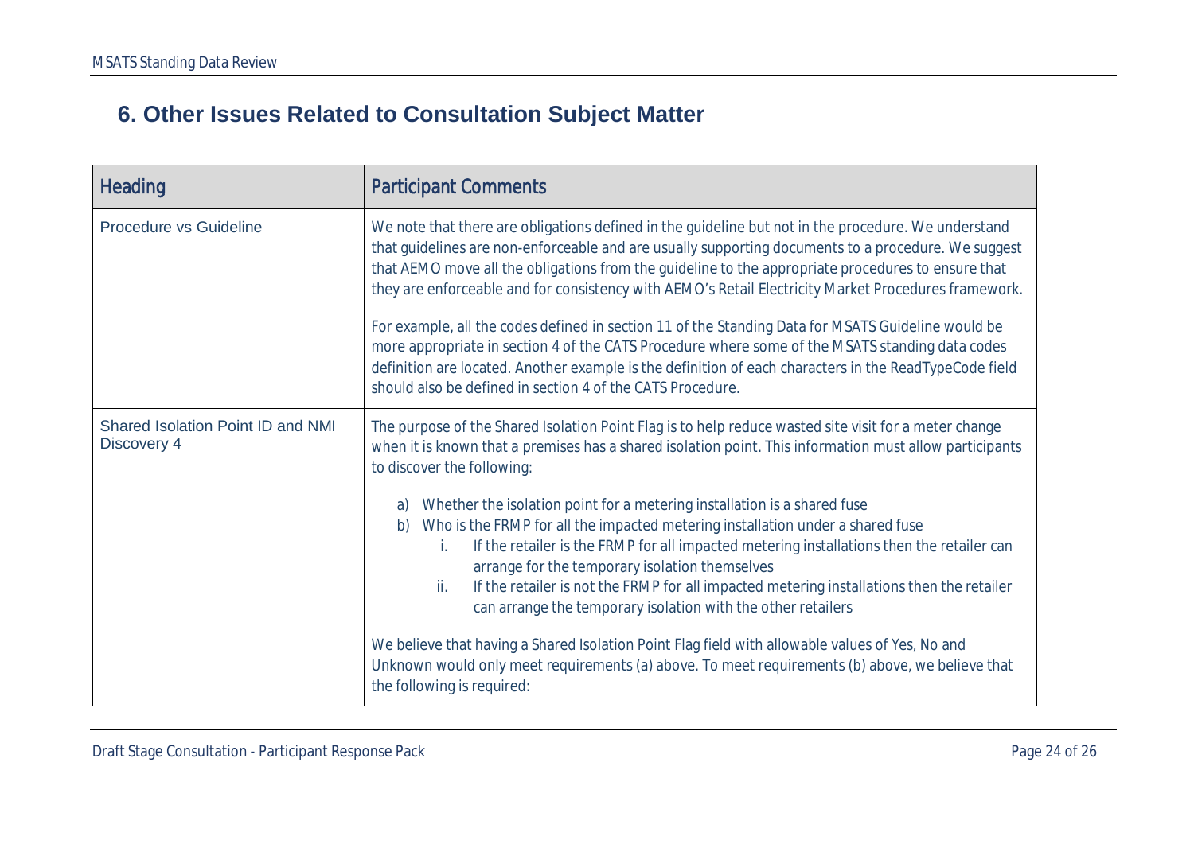## 6. Other Issues Related to Consultation Subject Matter

| Heading | Participant Comments |
|---|---|
| Procedure vs Guideline | We note that there are obligations defined in the guideline but not in the procedure. We understand that guidelines are non-enforceable and are usually supporting documents to a procedure. We suggest that AEMO move all the obligations from the guideline to the appropriate procedures to ensure that they are enforceable and for consistency with AEMO's Retail Electricity Market Procedures framework.<br><br>For example, all the codes defined in section 11 of the Standing Data for MSATS Guideline would be more appropriate in section 4 of the CATS Procedure where some of the MSATS standing data codes definition are located. Another example is the definition of each characters in the ReadTypeCode field should also be defined in section 4 of the CATS Procedure. |
| Shared Isolation Point ID and NMI Discovery 4 | The purpose of the Shared Isolation Point Flag is to help reduce wasted site visit for a meter change when it is known that a premises has a shared isolation point. This information must allow participants to discover the following:<br><br>a) Whether the isolation point for a metering installation is a shared fuse<br>b) Who is the FRMP for all the impacted metering installation under a shared fuse<br>&nbsp;&nbsp;&nbsp;&nbsp;i. If the retailer is the FRMP for all impacted metering installations then the retailer can arrange for the temporary isolation themselves<br>&nbsp;&nbsp;&nbsp;&nbsp;ii. If the retailer is not the FRMP for all impacted metering installations then the retailer can arrange the temporary isolation with the other retailers<br><br>We believe that having a Shared Isolation Point Flag field with allowable values of Yes, No and Unknown would only meet requirements (a) above. To meet requirements (b) above, we believe that the following is required: |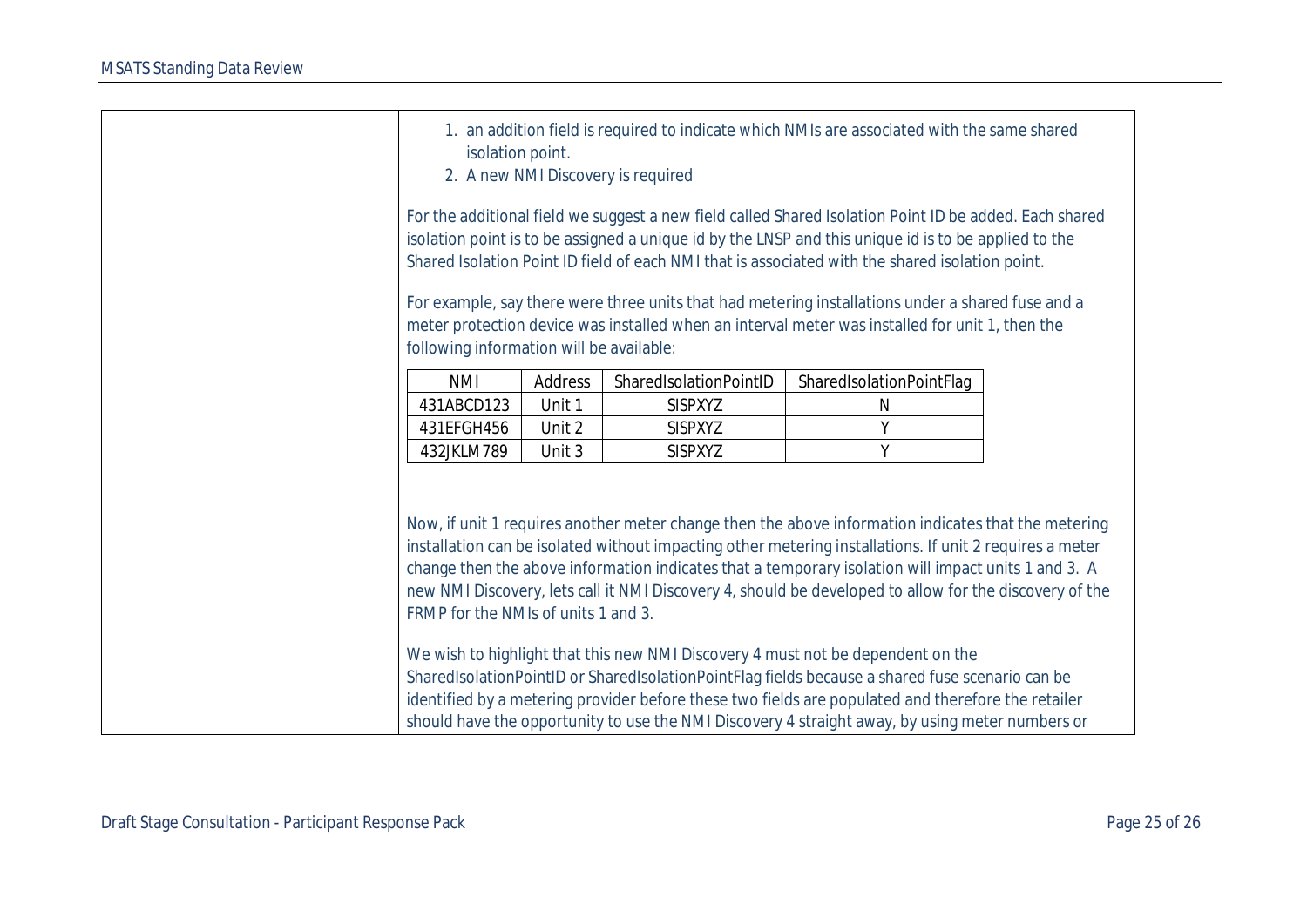| | |
|---|---|
| | 1. an addition field is required to indicate which NMIs are associated with the same shared isolation point.<br>2. A new NMI Discovery is required<br><br>For the additional field we suggest a new field called Shared Isolation Point ID be added. Each shared isolation point is to be assigned a unique id by the LNSP and this unique id is to be applied to the Shared Isolation Point ID field of each NMI that is associated with the shared isolation point.<br><br>For example, say there were three units that had metering installations under a shared fuse and a meter protection device was installed when an interval meter was installed for unit 1, then the following information will be available:<br><br>NMI / Address / SharedIsolationPointID / SharedIsolationPointFlag<br>431ABCD123 / Unit 1 / SISPXYZ / N<br>431EFGH456 / Unit 2 / SISPXYZ / Y<br>432JKLM789 / Unit 3 / SISPXYZ / Y<br><br>Now, if unit 1 requires another meter change then the above information indicates that the metering installation can be isolated without impacting other metering installations. If unit 2 requires a meter change then the above information indicates that a temporary isolation will impact units 1 and 3. A new NMI Discovery, lets call it NMI Discovery 4, should be developed to allow for the discovery of the FRMP for the NMIs of units 1 and 3.<br><br>We wish to highlight that this new NMI Discovery 4 must not be dependent on the SharedIsolationPointID or SharedIsolationPointFlag fields because a shared fuse scenario can be identified by a metering provider before these two fields are populated and therefore the retailer should have the opportunity to use the NMI Discovery 4 straight away, by using meter numbers or |

| NMI | Address | SharedIsolationPointID | SharedIsolationPointFlag |
|---|---|---|---|
| 431ABCD123 | Unit 1 | SISPXYZ | N |
| 431EFGH456 | Unit 2 | SISPXYZ | Y |
| 432JKLM789 | Unit 3 | SISPXYZ | Y |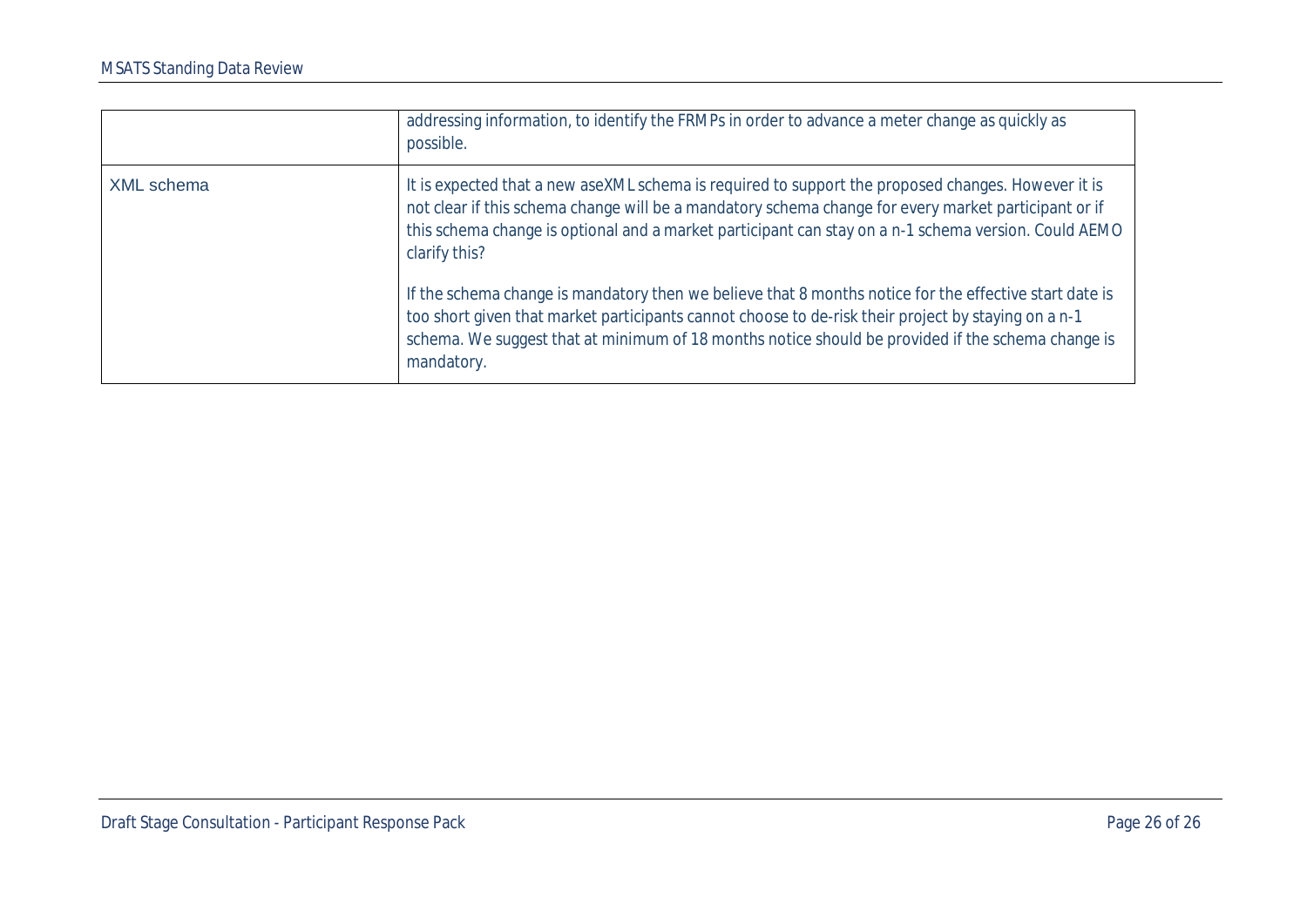| | |
|---|---|
| | addressing information, to identify the FRMPs in order to advance a meter change as quickly as possible. |
| XML schema | It is expected that a new aseXML schema is required to support the proposed changes. However it is not clear if this schema change will be a mandatory schema change for every market participant or if this schema change is optional and a market participant can stay on a n-1 schema version. Could AEMO clarify this?<br><br>If the schema change is mandatory then we believe that 8 months notice for the effective start date is too short given that market participants cannot choose to de-risk their project by staying on a n-1 schema. We suggest that at minimum of 18 months notice should be provided if the schema change is mandatory. |